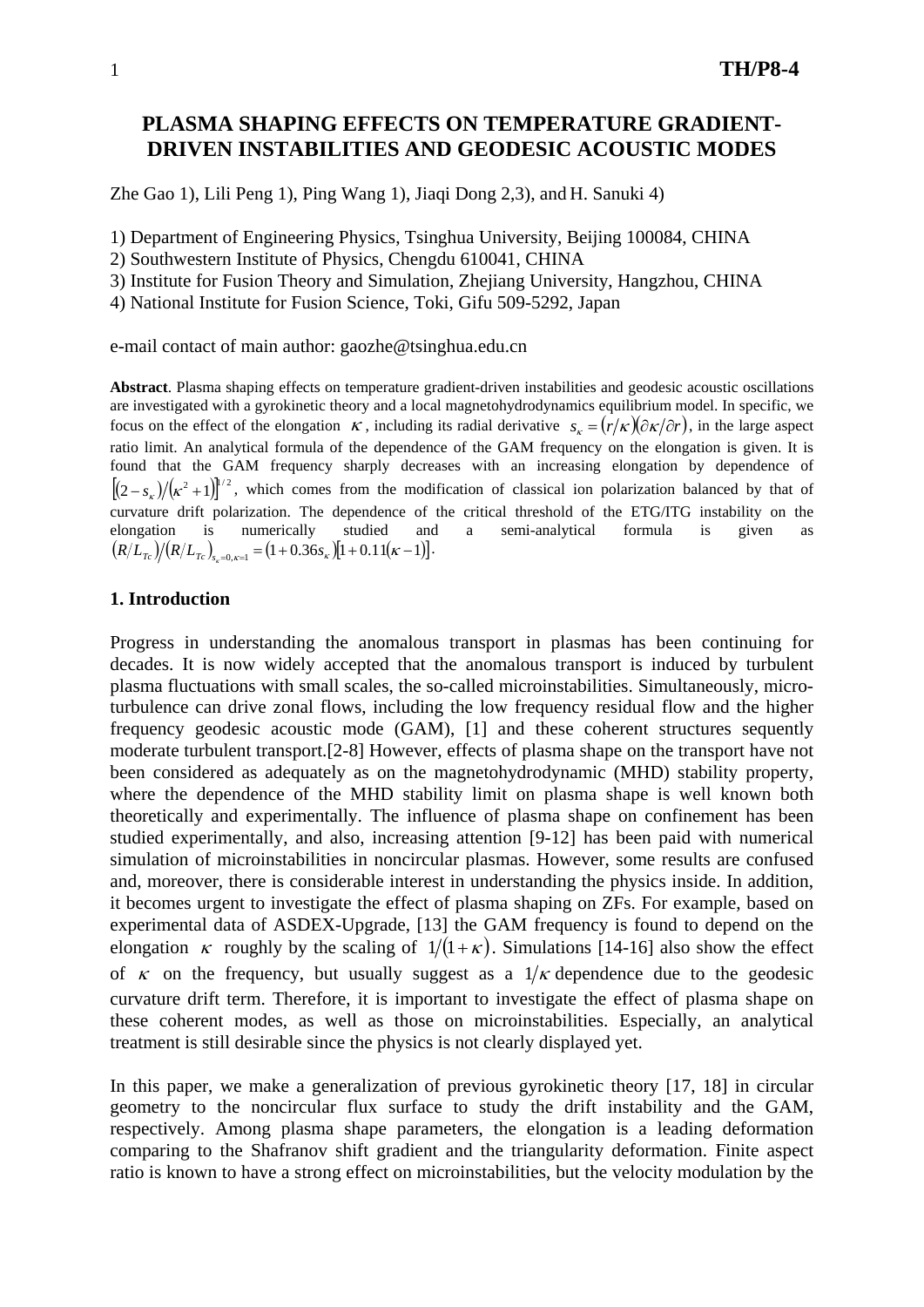# PLASMA SHAPING EFFECTS ON TEMPERATURE GRADIENT-DRIVEN INSTABILITIES AND GEODESIC ACOUSTIC MODES

Zhe Gao 1), Lili Peng 1), Ping Wang 1), Jiaqi Dong 2,3), and H. Sanuki 4)

1) Department of Engineering Physics, Tsinghua University, Beijing 100084, CHINA
2) Southwestern Institute of Physics, Chengdu 610041, CHINA
3) Institute for Fusion Theory and Simulation, Zhejiang University, Hangzhou, CHINA
4) National Institute for Fusion Science, Toki, Gifu 509-5292, Japan

e-mail contact of main author: gaozhe@tsinghua.edu.cn

**Abstract**. Plasma shaping effects on temperature gradient-driven instabilities and geodesic acoustic oscillations are investigated with a gyrokinetic theory and a local magnetohydrodynamics equilibrium model. In specific, we focus on the effect of the elongation $\kappa$, including its radial derivative $s_\kappa = (r/\kappa)(\partial\kappa/\partial r)$, in the large aspect ratio limit. An analytical formula of the dependence of the GAM frequency on the elongation is given. It is found that the GAM frequency sharply decreases with an increasing elongation by dependence of $\left[(2-s_\kappa)/(\kappa^2+1)\right]^{1/2}$, which comes from the modification of classical ion polarization balanced by that of curvature drift polarization. The dependence of the critical threshold of the ETG/ITG instability on the elongation is numerically studied and a semi-analytical formula is given as $(R/L_{Tc})/(R/L_{Tc})_{s_\kappa=0,\kappa=1} = (1+0.36 s_\kappa)\left[1+0.11(\kappa-1)\right]$.

## 1. Introduction

Progress in understanding the anomalous transport in plasmas has been continuing for decades. It is now widely accepted that the anomalous transport is induced by turbulent plasma fluctuations with small scales, the so-called microinstabilities. Simultaneously, micro-turbulence can drive zonal flows, including the low frequency residual flow and the higher frequency geodesic acoustic mode (GAM), [1] and these coherent structures sequently moderate turbulent transport.[2-8] However, effects of plasma shape on the transport have not been considered as adequately as on the magnetohydrodynamic (MHD) stability property, where the dependence of the MHD stability limit on plasma shape is well known both theoretically and experimentally. The influence of plasma shape on confinement has been studied experimentally, and also, increasing attention [9-12] has been paid with numerical simulation of microinstabilities in noncircular plasmas. However, some results are confused and, moreover, there is considerable interest in understanding the physics inside. In addition, it becomes urgent to investigate the effect of plasma shaping on ZFs. For example, based on experimental data of ASDEX-Upgrade, [13] the GAM frequency is found to depend on the elongation $\kappa$ roughly by the scaling of $1/(1+\kappa)$. Simulations [14-16] also show the effect of $\kappa$ on the frequency, but usually suggest as a $1/\kappa$ dependence due to the geodesic curvature drift term. Therefore, it is important to investigate the effect of plasma shape on these coherent modes, as well as those on microinstabilities. Especially, an analytical treatment is still desirable since the physics is not clearly displayed yet.

In this paper, we make a generalization of previous gyrokinetic theory [17, 18] in circular geometry to the noncircular flux surface to study the drift instability and the GAM, respectively. Among plasma shape parameters, the elongation is a leading deformation comparing to the Shafranov shift gradient and the triangularity deformation. Finite aspect ratio is known to have a strong effect on microinstabilities, but the velocity modulation by the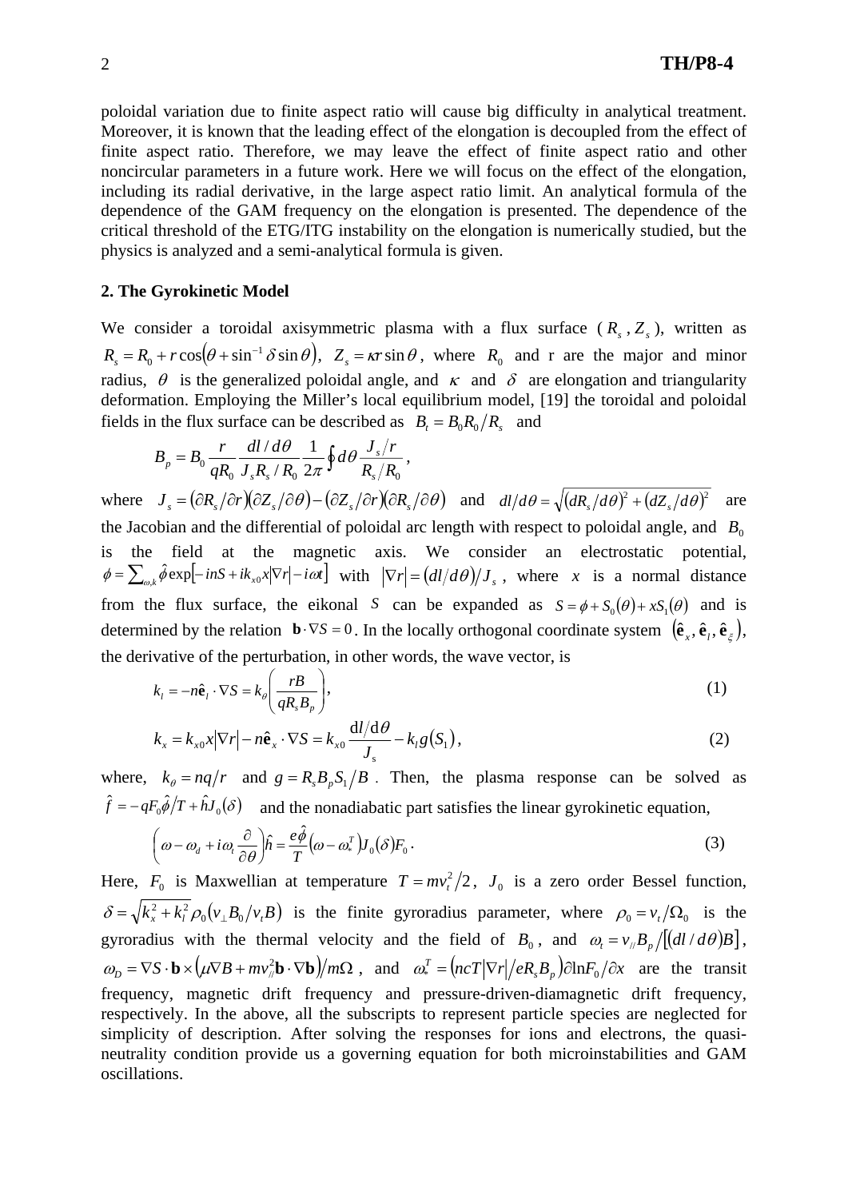poloidal variation due to finite aspect ratio will cause big difficulty in analytical treatment. Moreover, it is known that the leading effect of the elongation is decoupled from the effect of finite aspect ratio. Therefore, we may leave the effect of finite aspect ratio and other noncircular parameters in a future work. Here we will focus on the effect of the elongation, including its radial derivative, in the large aspect ratio limit. An analytical formula of the dependence of the GAM frequency on the elongation is presented. The dependence of the critical threshold of the ETG/ITG instability on the elongation is numerically studied, but the physics is analyzed and a semi-analytical formula is given.

## 2. The Gyrokinetic Model

We consider a toroidal axisymmetric plasma with a flux surface ( $R_s$ , $Z_s$ ), written as $R_s = R_0 + r\cos(\theta + \sin^{-1}\delta\sin\theta)$, $Z_s = \kappa r\sin\theta$, where $R_0$ and r are the major and minor radius, $\theta$ is the generalized poloidal angle, and $\kappa$ and $\delta$ are elongation and triangularity deformation. Employing the Miller's local equilibrium model, [19] the toroidal and poloidal fields in the flux surface can be described as $B_t = B_0 R_0 / R_s$ and

$$B_p = B_0 \frac{r}{qR_0} \frac{dl/d\theta}{J_s R_s / R_0} \frac{1}{2\pi} \oint d\theta \frac{J_s / r}{R_s / R_0},$$

where $J_s = (\partial R_s/\partial r)(\partial Z_s/\partial \theta) - (\partial Z_s/\partial r)(\partial R_s/\partial \theta)$ and $dl/d\theta = \sqrt{(dR_s/d\theta)^2 + (dZ_s/d\theta)^2}$ are the Jacobian and the differential of poloidal arc length with respect to poloidal angle, and $B_0$ is the field at the magnetic axis. We consider an electrostatic potential, $\phi = \sum_{\omega,k} \hat{\phi}\exp[-inS + ik_{x0}x|\nabla r| - i\omega t]$ with $|\nabla r| = (dl/d\theta)/J_s$, where $x$ is a normal distance from the flux surface, the eikonal $S$ can be expanded as $S = \phi + S_0(\theta) + xS_1(\theta)$ and is determined by the relation $\mathbf{b}\cdot\nabla S = 0$. In the locally orthogonal coordinate system $(\hat{\mathbf{e}}_x, \hat{\mathbf{e}}_l, \hat{\mathbf{e}}_\xi)$, the derivative of the perturbation, in other words, the wave vector, is

$$k_l = -n\hat{\mathbf{e}}_l \cdot \nabla S = k_\theta \left( \frac{rB}{qR_s B_p} \right), \tag{1}$$

$$k_x = k_{x0}x|\nabla r| - n\hat{\mathbf{e}}_x \cdot \nabla S = k_{x0} \frac{\mathrm{d}l/\mathrm{d}\theta}{J_s} - k_l g(S_1), \tag{2}$$

where, $k_\theta = nq/r$ and $g = R_s B_p S_1 / B$. Then, the plasma response can be solved as $\hat{f} = -qF_0\hat{\phi}/T + \hat{h}J_0(\delta)$ and the nonadiabatic part satisfies the linear gyrokinetic equation,

$$\left( \omega - \omega_d + i\omega_t \frac{\partial}{\partial\theta} \right)\hat{h} = \frac{e\hat{\phi}}{T}(\omega - \omega_*^T)J_0(\delta)F_0. \tag{3}$$

Here, $F_0$ is Maxwellian at temperature $T = mv_t^2/2$, $J_0$ is a zero order Bessel function, $\delta = \sqrt{k_x^2 + k_l^2}\,\rho_0(v_\perp B_0 / v_t B)$ is the finite gyroradius parameter, where $\rho_0 = v_t/\Omega_0$ is the gyroradius with the thermal velocity and the field of $B_0$, and $\omega_t = v_{//}B_p / [(dl/d\theta)B]$, $\omega_D = \nabla S \cdot \mathbf{b} \times (\mu\nabla B + mv_{//}^2 \mathbf{b}\cdot\nabla\mathbf{b}) / m\Omega$, and $\omega_*^T = (ncT|\nabla r| / eR_s B_p)\partial \ln F_0 / \partial x$ are the transit frequency, magnetic drift frequency and pressure-driven-diamagnetic drift frequency, respectively. In the above, all the subscripts to represent particle species are neglected for simplicity of description. After solving the responses for ions and electrons, the quasi-neutrality condition provide us a governing equation for both microinstabilities and GAM oscillations.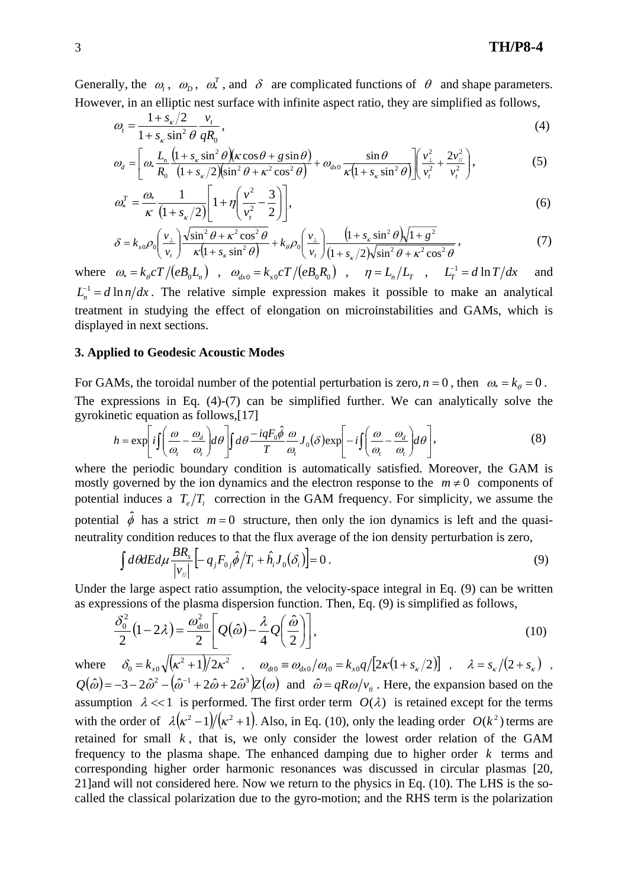Generally, the $\omega_t$, $\omega_D$, $\omega_*^T$, and $\delta$ are complicated functions of $\theta$ and shape parameters. However, in an elliptic nest surface with infinite aspect ratio, they are simplified as follows,

$$\omega_t = \frac{1+s_\kappa/2}{1+s_\kappa \sin^2\theta}\frac{v_t}{qR_0}, \tag{4}$$

$$\omega_d = \left[\omega_* \frac{L_n}{R_0}\frac{(1+s_\kappa \sin^2\theta)(\kappa\cos\theta + g\sin\theta)}{(1+s_\kappa/2)(\sin^2\theta + \kappa^2\cos^2\theta)} + \omega_{dx0}\frac{\sin\theta}{\kappa(1+s_\kappa \sin^2\theta)}\right]\left(\frac{v_\perp^2}{v_t^2} + \frac{2v_{//}^2}{v_t^2}\right), \tag{5}$$

$$\omega_*^T = \frac{\omega_*}{\kappa}\frac{1}{(1+s_\kappa/2)}\left[1+\eta\left(\frac{v^2}{v_t^2} - \frac{3}{2}\right)\right], \tag{6}$$

$$\delta = k_{x0}\rho_0\left(\frac{v_\perp}{v_t}\right)\frac{\sqrt{\sin^2\theta+\kappa^2\cos^2\theta}}{\kappa(1+s_\kappa\sin^2\theta)} + k_\theta\rho_0\left(\frac{v_\perp}{v_t}\right)\frac{(1+s_\kappa\sin^2\theta)\sqrt{1+g^2}}{(1+s_\kappa/2)\sqrt{\sin^2\theta+\kappa^2\cos^2\theta}}, \tag{7}$$

where $\omega_* = k_\theta cT/(eB_0L_n)$, $\omega_{dx0} = k_{x0}cT/(eB_0R_0)$, $\eta = L_n/L_T$, $L_T^{-1} = d\ln T/dx$ and $L_n^{-1} = d\ln n/dx$. The relative simple expression makes it possible to make an analytical treatment in studying the effect of elongation on microinstabilities and GAMs, which is displayed in next sections.

### 3. Applied to Geodesic Acoustic Modes

For GAMs, the toroidal number of the potential perturbation is zero, $n=0$, then $\omega_* = k_\theta = 0$. The expressions in Eq. (4)-(7) can be simplified further. We can analytically solve the gyrokinetic equation as follows,[17]

$$h = \exp\left[i\int\left(\frac{\omega}{\omega_t} - \frac{\omega_d}{\omega_t}\right)d\theta\right]\int d\theta \frac{-iqF_0\hat{\phi}}{T}\frac{\omega}{\omega_t}J_0(\delta)\exp\left[-i\int\left(\frac{\omega}{\omega_t} - \frac{\omega_d}{\omega_t}\right)d\theta\right], \tag{8}$$

where the periodic boundary condition is automatically satisfied. Moreover, the GAM is mostly governed by the ion dynamics and the electron response to the $m \neq 0$ components of potential induces a $T_e/T_i$ correction in the GAM frequency. For simplicity, we assume the potential $\hat{\phi}$ has a strict $m=0$ structure, then only the ion dynamics is left and the quasi-neutrality condition reduces to that the flux average of the ion density perturbation is zero,

$$\int d\theta dE d\mu \frac{BR_s}{|v_{//}|}\left[-q_j F_{0j}\hat{\phi}/T_i + \hat{h}_i J_0(\delta_i)\right] = 0. \tag{9}$$

Under the large aspect ratio assumption, the velocity-space integral in Eq. (9) can be written as expressions of the plasma dispersion function. Then, Eq. (9) is simplified as follows,

$$\frac{\delta_0^2}{2}(1-2\lambda) = \frac{\omega_{dt0}^2}{2}\left[Q(\hat{\omega}) - \frac{\lambda}{4}Q\left(\frac{\hat{\omega}}{2}\right)\right], \tag{10}$$

where $\delta_0 = k_{x0}\sqrt{(\kappa^2+1)/2\kappa^2}$, $\omega_{dt0} \equiv \omega_{dx0}/\omega_{t0} = k_{x0}q/[2\kappa(1+s_\kappa/2)]$, $\lambda = s_\kappa/(2+s_\kappa)$, $Q(\hat{\omega}) = -3 - 2\hat{\omega}^2 - (\hat{\omega}^{-1} + 2\hat{\omega} + 2\hat{\omega}^3)Z(\omega)$ and $\hat{\omega} = qR\omega/v_{ti}$. Here, the expansion based on the assumption $\lambda << 1$ is performed. The first order term $O(\lambda)$ is retained except for the terms with the order of $\lambda(\kappa^2-1)/(\kappa^2+1)$. Also, in Eq. (10), only the leading order $O(k^2)$ terms are retained for small $k$, that is, we only consider the lowest order relation of the GAM frequency to the plasma shape. The enhanced damping due to higher order $k$ terms and corresponding higher order harmonic resonances was discussed in circular plasmas [20, 21]and will not considered here. Now we return to the physics in Eq. (10). The LHS is the so-called the classical polarization due to the gyro-motion; and the RHS term is the polarization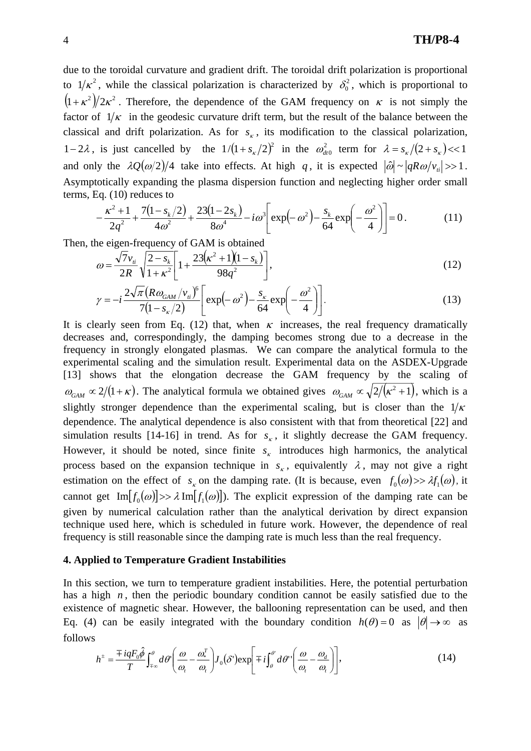due to the toroidal curvature and gradient drift. The toroidal drift polarization is proportional to $1/\kappa^2$, while the classical polarization is characterized by $\delta_0^2$, which is proportional to $(1+\kappa^2)/2\kappa^2$. Therefore, the dependence of the GAM frequency on $\kappa$ is not simply the factor of $1/\kappa$ in the geodesic curvature drift term, but the result of the balance between the classical and drift polarization. As for $s_\kappa$, its modification to the classical polarization, $1-2\lambda$, is just cancelled by the $1/(1+s_\kappa/2)^2$ in the $\omega_{dt0}^2$ term for $\lambda = s_\kappa/(2+s_\kappa) << 1$ and only the $\lambda Q(\omega/2)/4$ take into effects. At high $q$, it is expected $|\hat{\omega}| \sim |qR\omega/v_{ti}| >> 1$. Asymptotically expanding the plasma dispersion function and neglecting higher order small terms, Eq. (10) reduces to

$$-\frac{\kappa^2+1}{2q^2}+\frac{7(1-s_k/2)}{4\omega^2}+\frac{23(1-2s_k)}{8\omega^4}-i\omega^3\left[\exp(-\omega^2)-\frac{s_k}{64}\exp\left(-\frac{\omega^2}{4}\right)\right]=0. \qquad (11)$$

Then, the eigen-frequency of GAM is obtained

$$\omega=\frac{\sqrt{7}v_{ti}}{2R}\sqrt{\frac{2-s_k}{1+\kappa^2}}\left[1+\frac{23(\kappa^2+1)(1-s_k)}{98q^2}\right], \qquad (12)$$

$$\gamma=-i\frac{2\sqrt{\pi}(R\omega_{GAM}/v_{ti})^6}{7(1-s_\kappa/2)}\left[\exp(-\omega^2)-\frac{s_\kappa}{64}\exp\left(-\frac{\omega^2}{4}\right)\right]. \qquad (13)$$

It is clearly seen from Eq. (12) that, when $\kappa$ increases, the real frequency dramatically decreases and, correspondingly, the damping becomes strong due to a decrease in the frequency in strongly elongated plasmas. We can compare the analytical formula to the experimental scaling and the simulation result. Experimental data on the ASDEX-Upgrade [13] shows that the elongation decrease the GAM frequency by the scaling of $\omega_{GAM} \propto 2/(1+\kappa)$. The analytical formula we obtained gives $\omega_{GAM} \propto \sqrt{2/(\kappa^2+1)}$, which is a slightly stronger dependence than the experimental scaling, but is closer than the $1/\kappa$ dependence. The analytical dependence is also consistent with that from theoretical [22] and simulation results [14-16] in trend. As for $s_\kappa$, it slightly decrease the GAM frequency. However, it should be noted, since finite $s_\kappa$ introduces high harmonics, the analytical process based on the expansion technique in $s_\kappa$, equivalently $\lambda$, may not give a right estimation on the effect of $s_\kappa$ on the damping rate. (It is because, even $f_0(\omega) >> \lambda f_1(\omega)$, it cannot get $\mathrm{Im}[f_0(\omega)] >> \lambda\, \mathrm{Im}[f_1(\omega)]$). The explicit expression of the damping rate can be given by numerical calculation rather than the analytical derivation by direct expansion technique used here, which is scheduled in future work. However, the dependence of real frequency is still reasonable since the damping rate is much less than the real frequency.

### 4. Applied to Temperature Gradient Instabilities

In this section, we turn to temperature gradient instabilities. Here, the potential perturbation has a high $n$, then the periodic boundary condition cannot be easily satisfied due to the existence of magnetic shear. However, the ballooning representation can be used, and then Eq. (4) can be easily integrated with the boundary condition $h(\theta)=0$ as $|\theta|\to\infty$ as follows

$$h^{\pm}=\frac{\mp iqF_0\hat{\phi}}{T}\int_{\mp\infty}^{\theta}d\theta'\left(\frac{\omega}{\omega_t}-\frac{\omega_*^T}{\omega_t}\right)J_0(\delta')\exp\left[\mp i\int_{\theta}^{\theta'}d\theta''\left(\frac{\omega}{\omega_t}-\frac{\omega_d}{\omega_t}\right)\right], \qquad (14)$$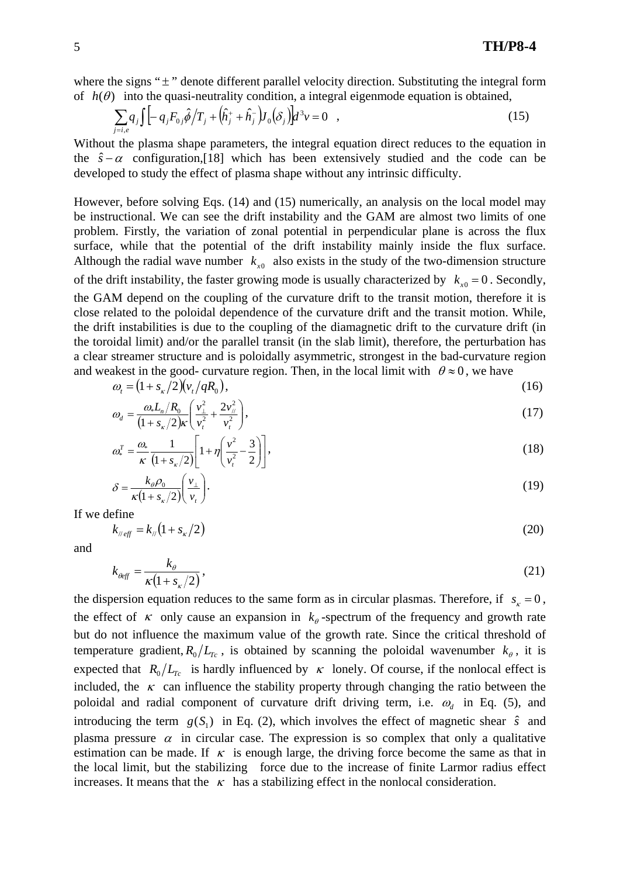where the signs "$\pm$" denote different parallel velocity direction. Substituting the integral form of $h(\theta)$ into the quasi-neutrality condition, a integral eigenmode equation is obtained,

$$\sum_{j=i,e} q_j \int \left[ -q_j F_{0j} \hat{\phi} / T_j + \left( \hat{h}_j^+ + \hat{h}_j^- \right) J_0(\delta_j) \right] d^3v = 0 \quad , \tag{15}$$

Without the plasma shape parameters, the integral equation direct reduces to the equation in the $\hat{s} - \alpha$ configuration,[18] which has been extensively studied and the code can be developed to study the effect of plasma shape without any intrinsic difficulty.

However, before solving Eqs. (14) and (15) numerically, an analysis on the local model may be instructional. We can see the drift instability and the GAM are almost two limits of one problem. Firstly, the variation of zonal potential in perpendicular plane is across the flux surface, while that the potential of the drift instability mainly inside the flux surface. Although the radial wave number $k_{x0}$ also exists in the study of the two-dimension structure of the drift instability, the faster growing mode is usually characterized by $k_{x0} = 0$. Secondly, the GAM depend on the coupling of the curvature drift to the transit motion, therefore it is close related to the poloidal dependence of the curvature drift and the transit motion. While, the drift instabilities is due to the coupling of the diamagnetic drift to the curvature drift (in the toroidal limit) and/or the parallel transit (in the slab limit), therefore, the perturbation has a clear streamer structure and is poloidally asymmetric, strongest in the bad-curvature region and weakest in the good- curvature region. Then, in the local limit with $\theta \approx 0$, we have

$$\omega_t = \left(1 + s_\kappa/2\right)\left(v_t/qR_0\right), \tag{16}$$

$$\omega_d = \frac{\omega_* L_n/R_0}{\left(1 + s_\kappa/2\right)\kappa}\left(\frac{v_\perp^2}{v_t^2} + \frac{2v_{//}^2}{v_t^2}\right), \tag{17}$$

$$\omega_*^T = \frac{\omega_*}{\kappa}\frac{1}{\left(1 + s_\kappa/2\right)}\left[1 + \eta\left(\frac{v^2}{v_t^2} - \frac{3}{2}\right)\right], \tag{18}$$

$$\delta = \frac{k_\theta \rho_0}{\kappa\left(1 + s_\kappa/2\right)}\left(\frac{v_\perp}{v_t}\right). \tag{19}$$

If we define

$$k_{//eff} = k_{//}\left(1 + s_\kappa/2\right) \tag{20}$$

and

$$k_{\theta eff} = \frac{k_\theta}{\kappa\left(1 + s_\kappa/2\right)}, \tag{21}$$

the dispersion equation reduces to the same form as in circular plasmas. Therefore, if $s_\kappa = 0$, the effect of $\kappa$ only cause an expansion in $k_\theta$-spectrum of the frequency and growth rate but do not influence the maximum value of the growth rate. Since the critical threshold of temperature gradient, $R_0/L_{Tc}$, is obtained by scanning the poloidal wavenumber $k_\theta$, it is expected that $R_0/L_{Tc}$ is hardly influenced by $\kappa$ lonely. Of course, if the nonlocal effect is included, the $\kappa$ can influence the stability property through changing the ratio between the poloidal and radial component of curvature drift driving term, i.e. $\omega_d$ in Eq. (5), and introducing the term $g(S_1)$ in Eq. (2), which involves the effect of magnetic shear $\hat{s}$ and plasma pressure $\alpha$ in circular case. The expression is so complex that only a qualitative estimation can be made. If $\kappa$ is enough large, the driving force become the same as that in the local limit, but the stabilizing force due to the increase of finite Larmor radius effect increases. It means that the $\kappa$ has a stabilizing effect in the nonlocal consideration.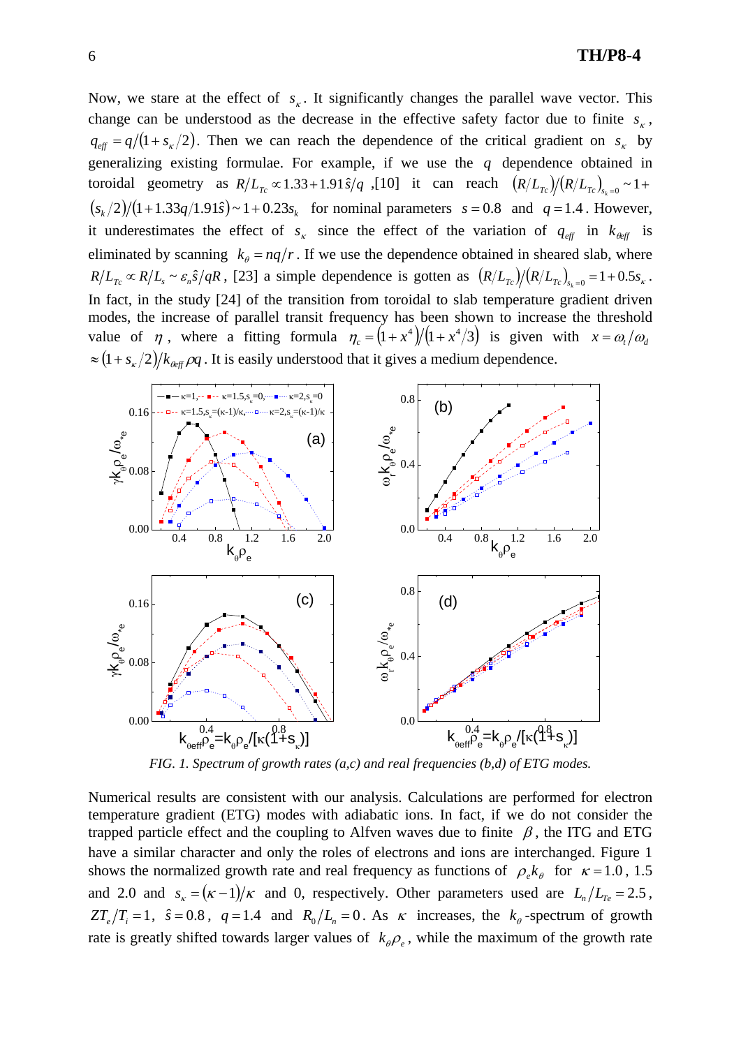Now, we stare at the effect of $s_\kappa$. It significantly changes the parallel wave vector. This change can be understood as the decrease in the effective safety factor due to finite $s_\kappa$, $q_{eff} = q/(1+s_\kappa/2)$. Then we can reach the dependence of the critical gradient on $s_\kappa$ by generalizing existing formulae. For example, if we use the $q$ dependence obtained in toroidal geometry as $R/L_{Tc} \propto 1.33 + 1.91\hat{s}/q$ ,[10] it can reach $(R/L_{Tc})/(R/L_{Tc})_{s_k=0} \sim 1 + (s_k/2)/(1+1.33q/1.91\hat{s}) \sim 1 + 0.23 s_k$ for nominal parameters $s = 0.8$ and $q = 1.4$. However, it underestimates the effect of $s_\kappa$ since the effect of the variation of $q_{eff}$ in $k_{\theta eff}$ is eliminated by scanning $k_\theta = nq/r$. If we use the dependence obtained in sheared slab, where $R/L_{Tc} \propto R/L_s \sim \varepsilon_n \hat{s}/qR$, [23] a simple dependence is gotten as $(R/L_{Tc})/(R/L_{Tc})_{s_k=0} = 1 + 0.5 s_\kappa$. In fact, in the study [24] of the transition from toroidal to slab temperature gradient driven modes, the increase of parallel transit frequency has been shown to increase the threshold value of $\eta$, where a fitting formula $\eta_c = (1+x^4)/(1+x^4/3)$ is given with $x = \omega_t/\omega_d \approx (1+s_\kappa/2)/k_{\theta eff}\rho q$. It is easily understood that it gives a medium dependence.

*FIG. 1. Spectrum of growth rates (a,c) and real frequencies (b,d) of ETG modes.*

Numerical results are consistent with our analysis. Calculations are performed for electron temperature gradient (ETG) modes with adiabatic ions. In fact, if we do not consider the trapped particle effect and the coupling to Alfven waves due to finite $\beta$, the ITG and ETG have a similar character and only the roles of electrons and ions are interchanged. Figure 1 shows the normalized growth rate and real frequency as functions of $\rho_e k_\theta$ for $\kappa = 1.0$, 1.5 and 2.0 and $s_\kappa = (\kappa - 1)/\kappa$ and 0, respectively. Other parameters used are $L_n/L_{Te} = 2.5$, $ZT_e/T_i = 1$, $\hat{s} = 0.8$, $q = 1.4$ and $R_0/L_n = 0$. As $\kappa$ increases, the $k_\theta$-spectrum of growth rate is greatly shifted towards larger values of $k_\theta \rho_e$, while the maximum of the growth rate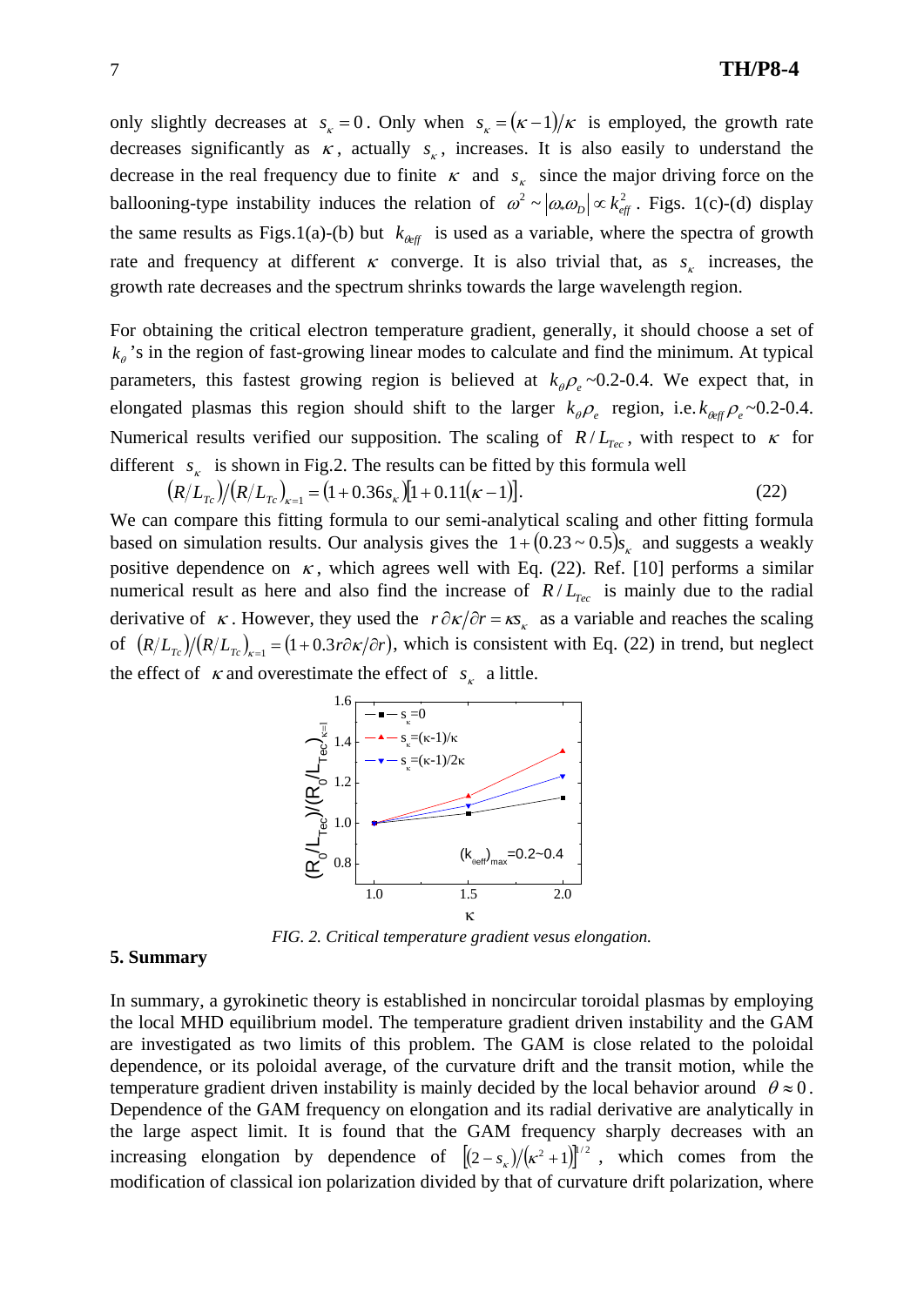only slightly decreases at $s_\kappa = 0$. Only when $s_\kappa = (\kappa - 1)/\kappa$ is employed, the growth rate decreases significantly as $\kappa$, actually $s_\kappa$, increases. It is also easily to understand the decrease in the real frequency due to finite $\kappa$ and $s_\kappa$ since the major driving force on the ballooning-type instability induces the relation of $\omega^2 \sim |\omega_* \omega_D| \propto k_{eff}^2$. Figs. 1(c)-(d) display the same results as Figs.1(a)-(b) but $k_{\theta eff}$ is used as a variable, where the spectra of growth rate and frequency at different $\kappa$ converge. It is also trivial that, as $s_\kappa$ increases, the growth rate decreases and the spectrum shrinks towards the large wavelength region.

For obtaining the critical electron temperature gradient, generally, it should choose a set of $k_\theta$'s in the region of fast-growing linear modes to calculate and find the minimum. At typical parameters, this fastest growing region is believed at $k_\theta \rho_e$ ~0.2-0.4. We expect that, in elongated plasmas this region should shift to the larger $k_\theta \rho_e$ region, i.e. $k_{\theta eff} \rho_e$ ~0.2-0.4. Numerical results verified our supposition. The scaling of $R/L_{Tec}$, with respect to $\kappa$ for different $s_\kappa$ is shown in Fig.2. The results can be fitted by this formula well

$$(R/L_{Tc})/(R/L_{Tc})_{\kappa=1} = (1 + 0.36 s_\kappa)[1 + 0.11(\kappa - 1)]. \tag{22}$$

We can compare this fitting formula to our semi-analytical scaling and other fitting formula based on simulation results. Our analysis gives the $1 + (0.23 \sim 0.5) s_\kappa$ and suggests a weakly positive dependence on $\kappa$, which agrees well with Eq. (22). Ref. [10] performs a similar numerical result as here and also find the increase of $R/L_{Tec}$ is mainly due to the radial derivative of $\kappa$. However, they used the $r\partial\kappa/\partial r = \kappa s_\kappa$ as a variable and reaches the scaling of $(R/L_{Tc})/(R/L_{Tc})_{\kappa=1} = (1 + 0.3 r\partial\kappa/\partial r)$, which is consistent with Eq. (22) in trend, but neglect the effect of $\kappa$ and overestimate the effect of $s_\kappa$ a little.

*FIG. 2. Critical temperature gradient vesus elongation.*

## 5. Summary

In summary, a gyrokinetic theory is established in noncircular toroidal plasmas by employing the local MHD equilibrium model. The temperature gradient driven instability and the GAM are investigated as two limits of this problem. The GAM is close related to the poloidal dependence, or its poloidal average, of the curvature drift and the transit motion, while the temperature gradient driven instability is mainly decided by the local behavior around $\theta \approx 0$. Dependence of the GAM frequency on elongation and its radial derivative are analytically in the large aspect limit. It is found that the GAM frequency sharply decreases with an increasing elongation by dependence of $[(2 - s_\kappa)/(\kappa^2 + 1)]^{1/2}$, which comes from the modification of classical ion polarization divided by that of curvature drift polarization, where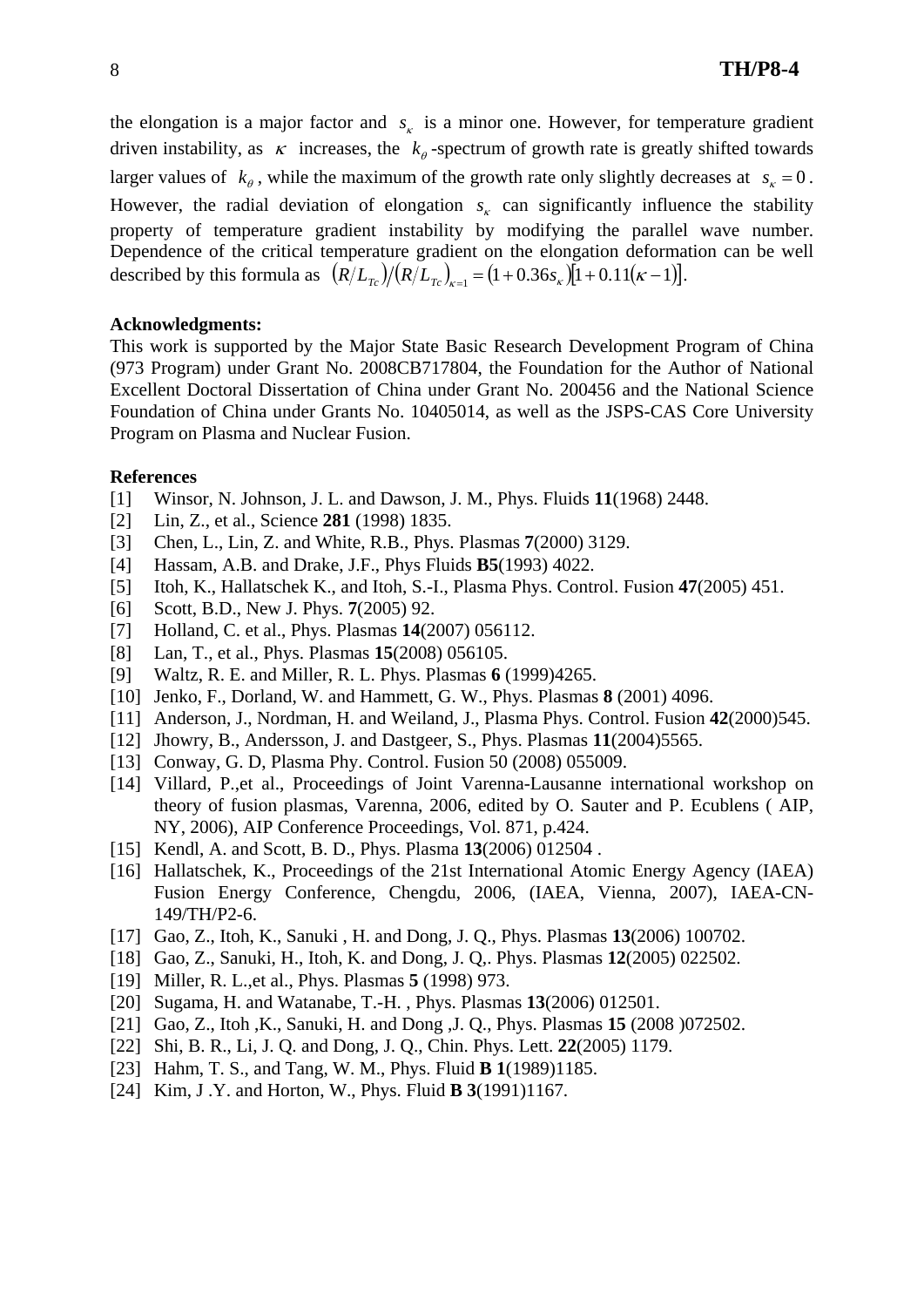the elongation is a major factor and $s_\kappa$ is a minor one. However, for temperature gradient driven instability, as $\kappa$ increases, the $k_\theta$-spectrum of growth rate is greatly shifted towards larger values of $k_\theta$, while the maximum of the growth rate only slightly decreases at $s_\kappa = 0$. However, the radial deviation of elongation $s_\kappa$ can significantly influence the stability property of temperature gradient instability by modifying the parallel wave number. Dependence of the critical temperature gradient on the elongation deformation can be well described by this formula as $(R/L_{Tc})/(R/L_{Tc})_{\kappa=1} = (1+0.36 s_\kappa)[1+0.11(\kappa-1)]$.

**Acknowledgments:**

This work is supported by the Major State Basic Research Development Program of China (973 Program) under Grant No. 2008CB717804, the Foundation for the Author of National Excellent Doctoral Dissertation of China under Grant No. 200456 and the National Science Foundation of China under Grants No. 10405014, as well as the JSPS-CAS Core University Program on Plasma and Nuclear Fusion.

**References**

[1] Winsor, N. Johnson, J. L. and Dawson, J. M., Phys. Fluids **11**(1968) 2448.
[2] Lin, Z., et al., Science **281** (1998) 1835.
[3] Chen, L., Lin, Z. and White, R.B., Phys. Plasmas **7**(2000) 3129.
[4] Hassam, A.B. and Drake, J.F., Phys Fluids **B5**(1993) 4022.
[5] Itoh, K., Hallatschek K., and Itoh, S.-I., Plasma Phys. Control. Fusion **47**(2005) 451.
[6] Scott, B.D., New J. Phys. **7**(2005) 92.
[7] Holland, C. et al., Phys. Plasmas **14**(2007) 056112.
[8] Lan, T., et al., Phys. Plasmas **15**(2008) 056105.
[9] Waltz, R. E. and Miller, R. L. Phys. Plasmas **6** (1999)4265.
[10] Jenko, F., Dorland, W. and Hammett, G. W., Phys. Plasmas **8** (2001) 4096.
[11] Anderson, J., Nordman, H. and Weiland, J., Plasma Phys. Control. Fusion **42**(2000)545.
[12] Jhowry, B., Andersson, J. and Dastgeer, S., Phys. Plasmas **11**(2004)5565.
[13] Conway, G. D, Plasma Phy. Control. Fusion 50 (2008) 055009.
[14] Villard, P.,et al., Proceedings of Joint Varenna-Lausanne international workshop on theory of fusion plasmas, Varenna, 2006, edited by O. Sauter and P. Ecublens ( AIP, NY, 2006), AIP Conference Proceedings, Vol. 871, p.424.
[15] Kendl, A. and Scott, B. D., Phys. Plasma **13**(2006) 012504 .
[16] Hallatschek, K., Proceedings of the 21st International Atomic Energy Agency (IAEA) Fusion Energy Conference, Chengdu, 2006, (IAEA, Vienna, 2007), IAEA-CN-149/TH/P2-6.
[17] Gao, Z., Itoh, K., Sanuki , H. and Dong, J. Q., Phys. Plasmas **13**(2006) 100702.
[18] Gao, Z., Sanuki, H., Itoh, K. and Dong, J. Q,. Phys. Plasmas **12**(2005) 022502.
[19] Miller, R. L.,et al., Phys. Plasmas **5** (1998) 973.
[20] Sugama, H. and Watanabe, T.-H. , Phys. Plasmas **13**(2006) 012501.
[21] Gao, Z., Itoh ,K., Sanuki, H. and Dong ,J. Q., Phys. Plasmas **15** (2008 )072502.
[22] Shi, B. R., Li, J. Q. and Dong, J. Q., Chin. Phys. Lett. **22**(2005) 1179.
[23] Hahm, T. S., and Tang, W. M., Phys. Fluid **B 1**(1989)1185.
[24] Kim, J .Y. and Horton, W., Phys. Fluid **B 3**(1991)1167.